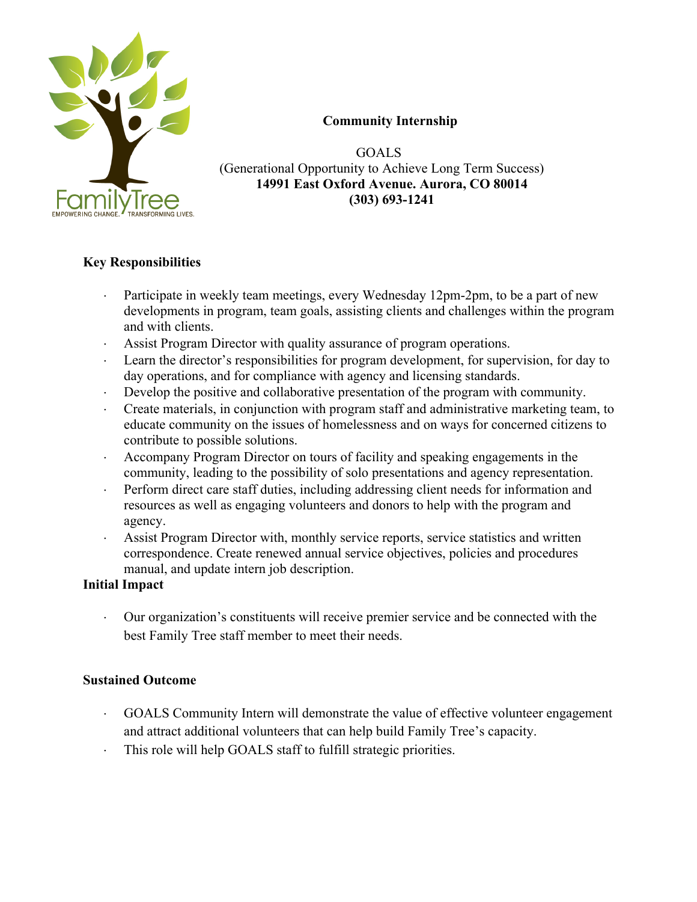FamilyTree
EMPOWERING CHANGE. TRANSFORMING LIVES.

**Community Internship**

GOALS
(Generational Opportunity to Achieve Long Term Success)
**14991 East Oxford Avenue. Aurora, CO 80014**
**(303) 693-1241**

## Key Responsibilities

- Participate in weekly team meetings, every Wednesday 12pm-2pm, to be a part of new developments in program, team goals, assisting clients and challenges within the program and with clients.
- Assist Program Director with quality assurance of program operations.
- Learn the director's responsibilities for program development, for supervision, for day to day operations, and for compliance with agency and licensing standards.
- Develop the positive and collaborative presentation of the program with community.
- Create materials, in conjunction with program staff and administrative marketing team, to educate community on the issues of homelessness and on ways for concerned citizens to contribute to possible solutions.
- Accompany Program Director on tours of facility and speaking engagements in the community, leading to the possibility of solo presentations and agency representation.
- Perform direct care staff duties, including addressing client needs for information and resources as well as engaging volunteers and donors to help with the program and agency.
- Assist Program Director with, monthly service reports, service statistics and written correspondence. Create renewed annual service objectives, policies and procedures manual, and update intern job description.

## Initial Impact

- Our organization's constituents will receive premier service and be connected with the best Family Tree staff member to meet their needs.

## Sustained Outcome

- GOALS Community Intern will demonstrate the value of effective volunteer engagement and attract additional volunteers that can help build Family Tree's capacity.
- This role will help GOALS staff to fulfill strategic priorities.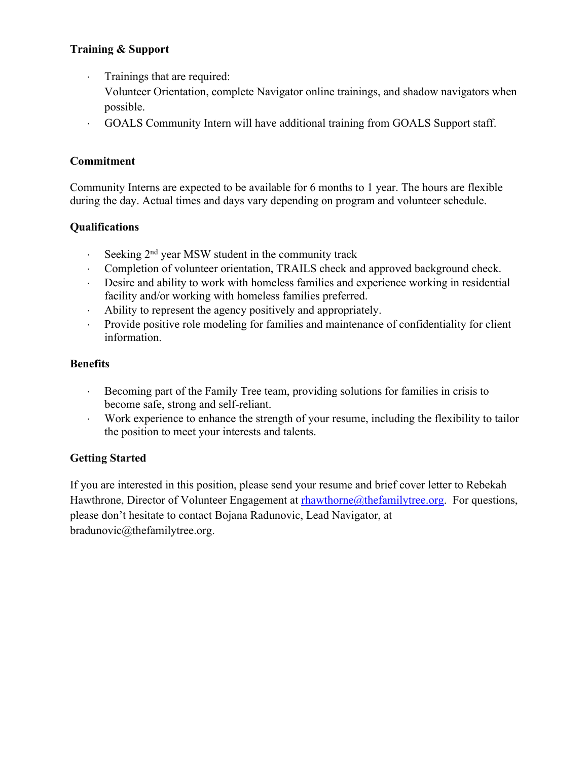**Training & Support**

- Trainings that are required:
  Volunteer Orientation, complete Navigator online trainings, and shadow navigators when possible.
- GOALS Community Intern will have additional training from GOALS Support staff.

**Commitment**

Community Interns are expected to be available for 6 months to 1 year. The hours are flexible during the day. Actual times and days vary depending on program and volunteer schedule.

**Qualifications**

- Seeking 2nd year MSW student in the community track
- Completion of volunteer orientation, TRAILS check and approved background check.
- Desire and ability to work with homeless families and experience working in residential facility and/or working with homeless families preferred.
- Ability to represent the agency positively and appropriately.
- Provide positive role modeling for families and maintenance of confidentiality for client information.

**Benefits**

- Becoming part of the Family Tree team, providing solutions for families in crisis to become safe, strong and self-reliant.
- Work experience to enhance the strength of your resume, including the flexibility to tailor the position to meet your interests and talents.

**Getting Started**

If you are interested in this position, please send your resume and brief cover letter to Rebekah Hawthrone, Director of Volunteer Engagement at rhawthorne@thefamilytree.org. For questions, please don't hesitate to contact Bojana Radunovic, Lead Navigator, at bradunovic@thefamilytree.org.